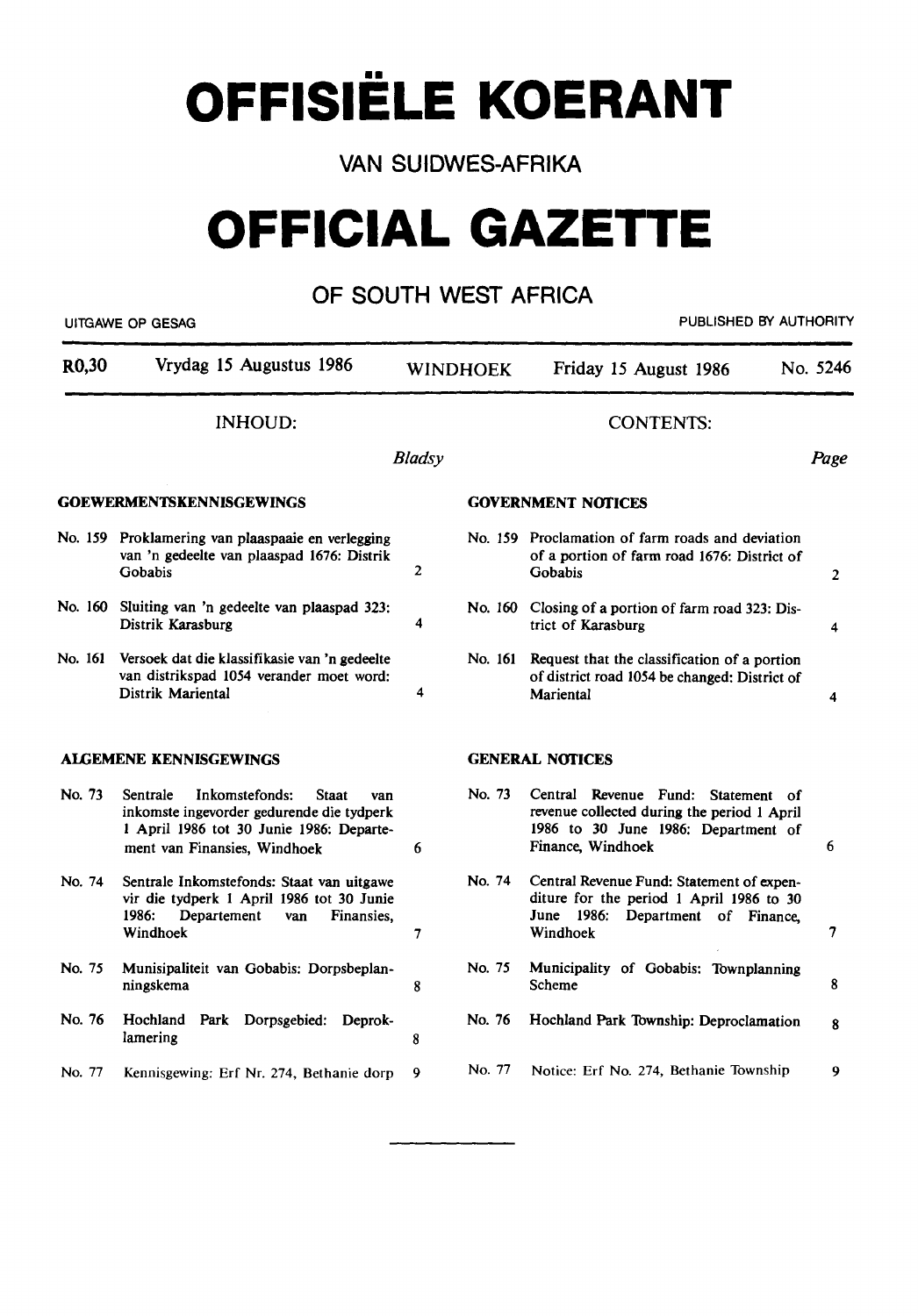# OFFISIËLE KOERANT

## VAN SUIDWES-AFRIKA

# OFFICIAL GAZETTE

## OF SOUTH WEST AFRICA

UITGAWE OP GESAG — PUBLISHED BY AUTHORITY

| R0,30 | Vrydag 15 Augustus 1986 | WINDHOEK | Friday 15 August 1986 | No. 5246 |
|---|---|---|---|---|

### INHOUD:

| | | *Bladsy* |
|---|---|---|
| **GOEWERMENTSKENNISGEWINGS** | | |
| No. 159 | Proklamering van plaaspaaie en verlegging van 'n gedeelte van plaaspad 1676: Distrik Gobabis | 2 |
| No. 160 | Sluiting van 'n gedeelte van plaaspad 323: Distrik Karasburg | 4 |
| No. 161 | Versoek dat die klassifikasie van 'n gedeelte van distrikspad 1054 verander moet word: Distrik Mariental | 4 |
| **ALGEMENE KENNISGEWINGS** | | |
| No. 73 | Sentrale Inkomstefonds: Staat van inkomste ingevorder gedurende die tydperk 1 April 1986 tot 30 Junie 1986: Departement van Finansies, Windhoek | 6 |
| No. 74 | Sentrale Inkomstefonds: Staat van uitgawe vir die tydperk 1 April 1986 tot 30 Junie 1986: Departement van Finansies, Windhoek | 7 |
| No. 75 | Munisipaliteit van Gobabis: Dorpsbeplanningskema | 8 |
| No. 76 | Hochland Park Dorpsgebied: Deproklamering | 8 |
| No. 77 | Kennisgewing: Erf Nr. 274, Bethanie dorp | 9 |

### CONTENTS:

| | | *Page* |
|---|---|---|
| **GOVERNMENT NOTICES** | | |
| No. 159 | Proclamation of farm roads and deviation of a portion of farm road 1676: District of Gobabis | 2 |
| No. 160 | Closing of a portion of farm road 323: District of Karasburg | 4 |
| No. 161 | Request that the classification of a portion of district road 1054 be changed: District of Mariental | 4 |
| **GENERAL NOTICES** | | |
| No. 73 | Central Revenue Fund: Statement of revenue collected during the period 1 April 1986 to 30 June 1986: Department of Finance, Windhoek | 6 |
| No. 74 | Central Revenue Fund: Statement of expenditure for the period 1 April 1986 to 30 June 1986: Department of Finance, Windhoek | 7 |
| No. 75 | Municipality of Gobabis: Townplanning Scheme | 8 |
| No. 76 | Hochland Park Township: Deproclamation | 8 |
| No. 77 | Notice: Erf No. 274, Bethanie Township | 9 |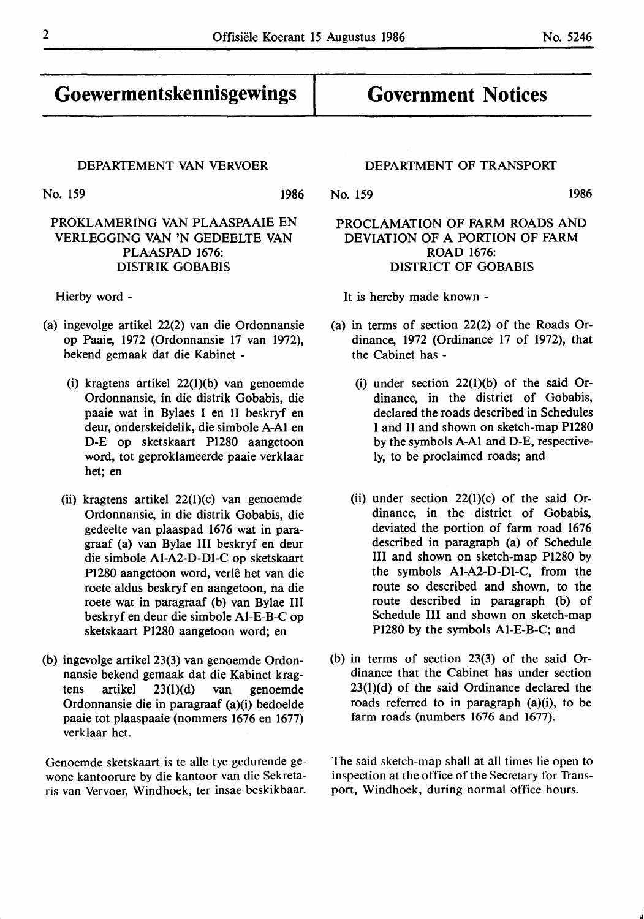# Goewermentskennisgewings

## DEPARTEMENT VAN VERVOER

No. 159 1986

### PROKLAMERING VAN PLAASPAAIE EN VERLEGGING VAN 'N GEDEELTE VAN PLAASPAD 1676: DISTRIK GOBABIS

Hierby word -

(a) ingevolge artikel 22(2) van die Ordonnansie op Paaie, 1972 (Ordonnansie 17 van 1972), bekend gemaak dat die Kabinet -

(i) kragtens artikel 22(1)(b) van genoemde Ordonnansie, in die distrik Gobabis, die paaie wat in Bylaes I en II beskryf en deur, onderskeidelik, die simbole A-A1 en D-E op sketskaart P1280 aangetoon word, tot geproklameerde paaie verklaar het; en

(ii) kragtens artikel 22(1)(c) van genoemde Ordonnansie, in die distrik Gobabis, die gedeelte van plaaspad 1676 wat in paragraaf (a) van Bylae III beskryf en deur die simbole A1-A2-D-D1-C op sketskaart P1280 aangetoon word, verlê het van die roete aldus beskryf en aangetoon, na die roete wat in paragraaf (b) van Bylae III beskryf en deur die simbole A1-E-B-C op sketskaart P1280 aangetoon word; en

(b) ingevolge artikel 23(3) van genoemde Ordonnansie bekend gemaak dat die Kabinet kragtens artikel 23(1)(d) van genoemde Ordonnansie die in paragraaf (a)(i) bedoelde paaie tot plaaspaaie (nommers 1676 en 1677) verklaar het.

Genoemde sketskaart is te alle tye gedurende gewone kantoorure by die kantoor van die Sekretaris van Vervoer, Windhoek, ter insae beskikbaar.

# Government Notices

## DEPARTMENT OF TRANSPORT

No. 159 1986

### PROCLAMATION OF FARM ROADS AND DEVIATION OF A PORTION OF FARM ROAD 1676: DISTRICT OF GOBABIS

It is hereby made known -

(a) in terms of section 22(2) of the Roads Ordinance, 1972 (Ordinance 17 of 1972), that the Cabinet has -

(i) under section 22(1)(b) of the said Ordinance, in the district of Gobabis, declared the roads described in Schedules I and II and shown on sketch-map P1280 by the symbols A-A1 and D-E, respectively, to be proclaimed roads; and

(ii) under section 22(1)(c) of the said Ordinance, in the district of Gobabis, deviated the portion of farm road 1676 described in paragraph (a) of Schedule III and shown on sketch-map P1280 by the symbols A1-A2-D-D1-C, from the route so described and shown, to the route described in paragraph (b) of Schedule III and shown on sketch-map P1280 by the symbols A1-E-B-C; and

(b) in terms of section 23(3) of the said Ordinance that the Cabinet has under section 23(1)(d) of the said Ordinance declared the roads referred to in paragraph (a)(i), to be farm roads (numbers 1676 and 1677).

The said sketch-map shall at all times lie open to inspection at the office of the Secretary for Transport, Windhoek, during normal office hours.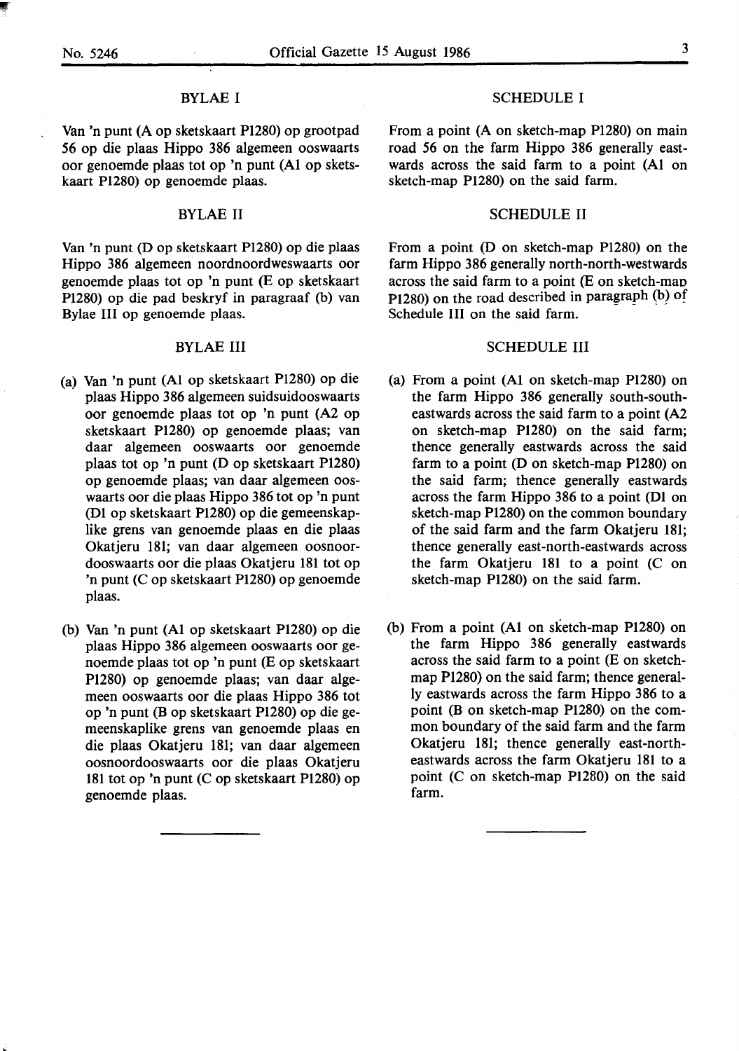## BYLAE I

Van 'n punt (A op sketskaart P1280) op grootpad 56 op die plaas Hippo 386 algemeen ooswaarts oor genoemde plaas tot op 'n punt (A1 op sketskaart P1280) op genoemde plaas.

## BYLAE II

Van 'n punt (D op sketskaart P1280) op die plaas Hippo 386 algemeen noordnoordweswaarts oor genoemde plaas tot op 'n punt (E op sketskaart P1280) op die pad beskryf in paragraaf (b) van Bylae III op genoemde plaas.

## BYLAE III

(a) Van 'n punt (A1 op sketskaart P1280) op die plaas Hippo 386 algemeen suidsuidooswaarts oor genoemde plaas tot op 'n punt (A2 op sketskaart P1280) op genoemde plaas; van daar algemeen ooswaarts oor genoemde plaas tot op 'n punt (D op sketskaart P1280) op genoemde plaas; van daar algemeen ooswaarts oor die plaas Hippo 386 tot op 'n punt (D1 op sketskaart P1280) op die gemeenskaplike grens van genoemde plaas en die plaas Okatjeru 181; van daar algemeen oosnoordooswaarts oor die plaas Okatjeru 181 tot op 'n punt (C op sketskaart P1280) op genoemde plaas.

(b) Van 'n punt (A1 op sketskaart P1280) op die plaas Hippo 386 algemeen ooswaarts oor genoemde plaas tot op 'n punt (E op sketskaart P1280) op genoemde plaas; van daar algemeen ooswaarts oor die plaas Hippo 386 tot op 'n punt (B op sketskaart P1280) op die gemeenskaplike grens van genoemde plaas en die plaas Okatjeru 181; van daar algemeen oosnoordooswaarts oor die plaas Okatjeru 181 tot op 'n punt (C op sketskaart P1280) op genoemde plaas.

---

## SCHEDULE I

From a point (A on sketch-map P1280) on main road 56 on the farm Hippo 386 generally eastwards across the said farm to a point (A1 on sketch-map P1280) on the said farm.

## SCHEDULE II

From a point (D on sketch-map P1280) on the farm Hippo 386 generally north-north-westwards across the said farm to a point (E on sketch-map P1280) on the road described in paragraph (b) of Schedule III on the said farm.

## SCHEDULE III

(a) From a point (A1 on sketch-map P1280) on the farm Hippo 386 generally south-south-eastwards across the said farm to a point (A2 on sketch-map P1280) on the said farm; thence generally eastwards across the said farm to a point (D on sketch-map P1280) on the said farm; thence generally eastwards across the farm Hippo 386 to a point (D1 on sketch-map P1280) on the common boundary of the said farm and the farm Okatjeru 181; thence generally east-north-eastwards across the farm Okatjeru 181 to a point (C on sketch-map P1280) on the said farm.

(b) From a point (A1 on sketch-map P1280) on the farm Hippo 386 generally eastwards across the said farm to a point (E on sketch-map P1280) on the said farm; thence generally eastwards across the farm Hippo 386 to a point (B on sketch-map P1280) on the common boundary of the said farm and the farm Okatjeru 181; thence generally east-north-eastwards across the farm Okatjeru 181 to a point (C on sketch-map P1280) on the said farm.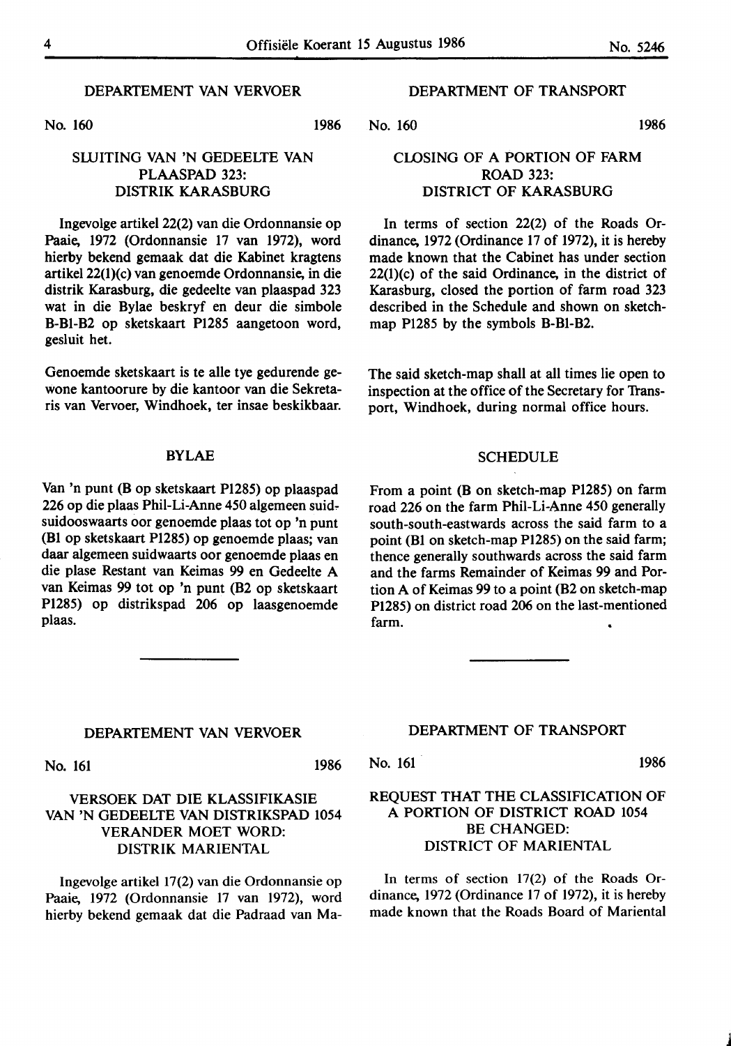## DEPARTEMENT VAN VERVOER

No. 160 1986

### SLUITING VAN 'N GEDEELTE VAN PLAASPAD 323: DISTRIK KARASBURG

Ingevolge artikel 22(2) van die Ordonnansie op Paaie, 1972 (Ordonnansie 17 van 1972), word hierby bekend gemaak dat die Kabinet kragtens artikel 22(1)(c) van genoemde Ordonnansie, in die distrik Karasburg, die gedeelte van plaaspad 323 wat in die Bylae beskryf en deur die simbole B-B1-B2 op sketskaart P1285 aangetoon word, gesluit het.

Genoemde sketskaart is te alle tye gedurende gewone kantoorure by die kantoor van die Sekretaris van Vervoer, Windhoek, ter insae beskikbaar.

#### BYLAE

Van 'n punt (B op sketskaart P1285) op plaaspad 226 op die plaas Phil-Li-Anne 450 algemeen suid-suidooswaarts oor genoemde plaas tot op 'n punt (B1 op sketskaart P1285) op genoemde plaas; van daar algemeen suidwaarts oor genoemde plaas en die plase Restant van Keimas 99 en Gedeelte A van Keimas 99 tot op 'n punt (B2 op sketskaart P1285) op distrikspad 206 op laasgenoemde plaas.

## DEPARTMENT OF TRANSPORT

No. 160 1986

### CLOSING OF A PORTION OF FARM ROAD 323: DISTRICT OF KARASBURG

In terms of section 22(2) of the Roads Ordinance, 1972 (Ordinance 17 of 1972), it is hereby made known that the Cabinet has under section 22(1)(c) of the said Ordinance, in the district of Karasburg, closed the portion of farm road 323 described in the Schedule and shown on sketch-map P1285 by the symbols B-B1-B2.

The said sketch-map shall at all times lie open to inspection at the office of the Secretary for Transport, Windhoek, during normal office hours.

#### SCHEDULE

From a point (B on sketch-map P1285) on farm road 226 on the farm Phil-Li-Anne 450 generally south-south-eastwards across the said farm to a point (B1 on sketch-map P1285) on the said farm; thence generally southwards across the said farm and the farms Remainder of Keimas 99 and Portion A of Keimas 99 to a point (B2 on sketch-map P1285) on district road 206 on the last-mentioned farm.

---

## DEPARTEMENT VAN VERVOER

No. 161 1986

### VERSOEK DAT DIE KLASSIFIKASIE VAN 'N GEDEELTE VAN DISTRIKSPAD 1054 VERANDER MOET WORD: DISTRIK MARIENTAL

Ingevolge artikel 17(2) van die Ordonnansie op Paaie, 1972 (Ordonnansie 17 van 1972), word hierby bekend gemaak dat die Padraad van Ma-

## DEPARTMENT OF TRANSPORT

No. 161 1986

### REQUEST THAT THE CLASSIFICATION OF A PORTION OF DISTRICT ROAD 1054 BE CHANGED: DISTRICT OF MARIENTAL

In terms of section 17(2) of the Roads Ordinance, 1972 (Ordinance 17 of 1972), it is hereby made known that the Roads Board of Mariental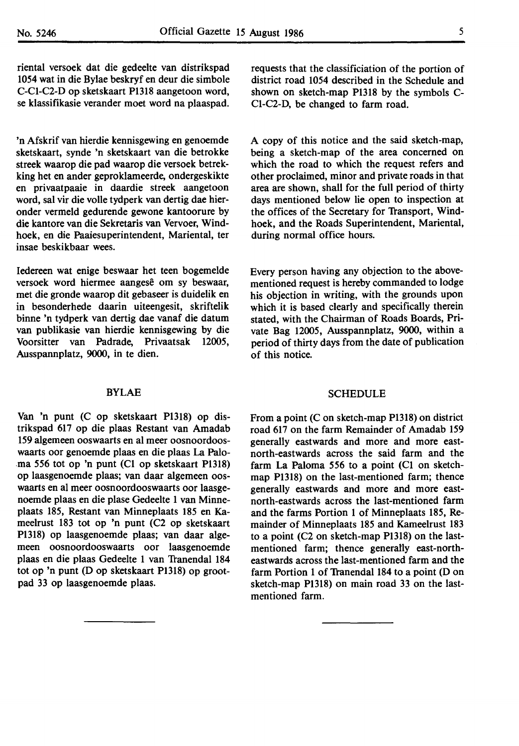riental versoek dat die gedeelte van distrikspad 1054 wat in die Bylae beskryf en deur die simbole C-C1-C2-D op sketskaart P1318 aangetoon word, se klassifikasie verander moet word na plaaspad.

'n Afskrif van hierdie kennisgewing en genoemde sketskaart, synde 'n sketskaart van die betrokke streek waarop die pad waarop die versoek betrekking het en ander geproklameerde, ondergeskikte en privaatpaaie in daardie streek aangetoon word, sal vir die volle tydperk van dertig dae hieronder vermeld gedurende gewone kantoorure by die kantore van die Sekretaris van Vervoer, Windhoek, en die Paaiesuperintendent, Mariental, ter insae beskikbaar wees.

Iedereen wat enige beswaar het teen bogemelde versoek word hiermee aangesê om sy beswaar, met die gronde waarop dit gebaseer is duidelik en in besonderhede daarin uiteengesit, skriftelik binne 'n tydperk van dertig dae vanaf die datum van publikasie van hierdie kennisgewing by die Voorsitter van Padrade, Privaatsak 12005, Ausspannplatz, 9000, in te dien.

## BYLAE

Van 'n punt (C op sketskaart P1318) op distrikspad 617 op die plaas Restant van Amadab 159 algemeen ooswaarts en al meer oosnoordooswaarts oor genoemde plaas en die plaas La Paloma 556 tot op 'n punt (C1 op sketskaart P1318) op laasgenoemde plaas; van daar algemeen ooswaarts en al meer oosnoordooswaarts oor laasgenoemde plaas en die plase Gedeelte 1 van Minneplaats 185, Restant van Minneplaats 185 en Kameelrust 183 tot op 'n punt (C2 op sketskaart P1318) op laasgenoemde plaas; van daar algemeen oosnoordooswaarts oor laasgenoemde plaas en die plaas Gedeelte 1 van Tranendal 184 tot op 'n punt (D op sketskaart P1318) op grootpad 33 op laasgenoemde plaas.

---

requests that the classificiation of the portion of district road 1054 described in the Schedule and shown on sketch-map P1318 by the symbols C-C1-C2-D, be changed to farm road.

A copy of this notice and the said sketch-map, being a sketch-map of the area concerned on which the road to which the request refers and other proclaimed, minor and private roads in that area are shown, shall for the full period of thirty days mentioned below lie open to inspection at the offices of the Secretary for Transport, Windhoek, and the Roads Superintendent, Mariental, during normal office hours.

Every person having any objection to the abovementioned request is hereby commanded to lodge his objection in writing, with the grounds upon which it is based clearly and specifically therein stated, with the Chairman of Roads Boards, Private Bag 12005, Ausspannplatz, 9000, within a period of thirty days from the date of publication of this notice.

## SCHEDULE

From a point (C on sketch-map P1318) on district road 617 on the farm Remainder of Amadab 159 generally eastwards and more and more east-north-eastwards across the said farm and the farm La Paloma 556 to a point (C1 on sketch-map P1318) on the last-mentioned farm; thence generally eastwards and more and more east-north-eastwards across the last-mentioned farm and the farms Portion 1 of Minneplaats 185, Remainder of Minneplaats 185 and Kameelrust 183 to a point (C2 on sketch-map P1318) on the last-mentioned farm; thence generally east-north-eastwards across the last-mentioned farm and the farm Portion 1 of Tranendal 184 to a point (D on sketch-map P1318) on main road 33 on the last-mentioned farm.

---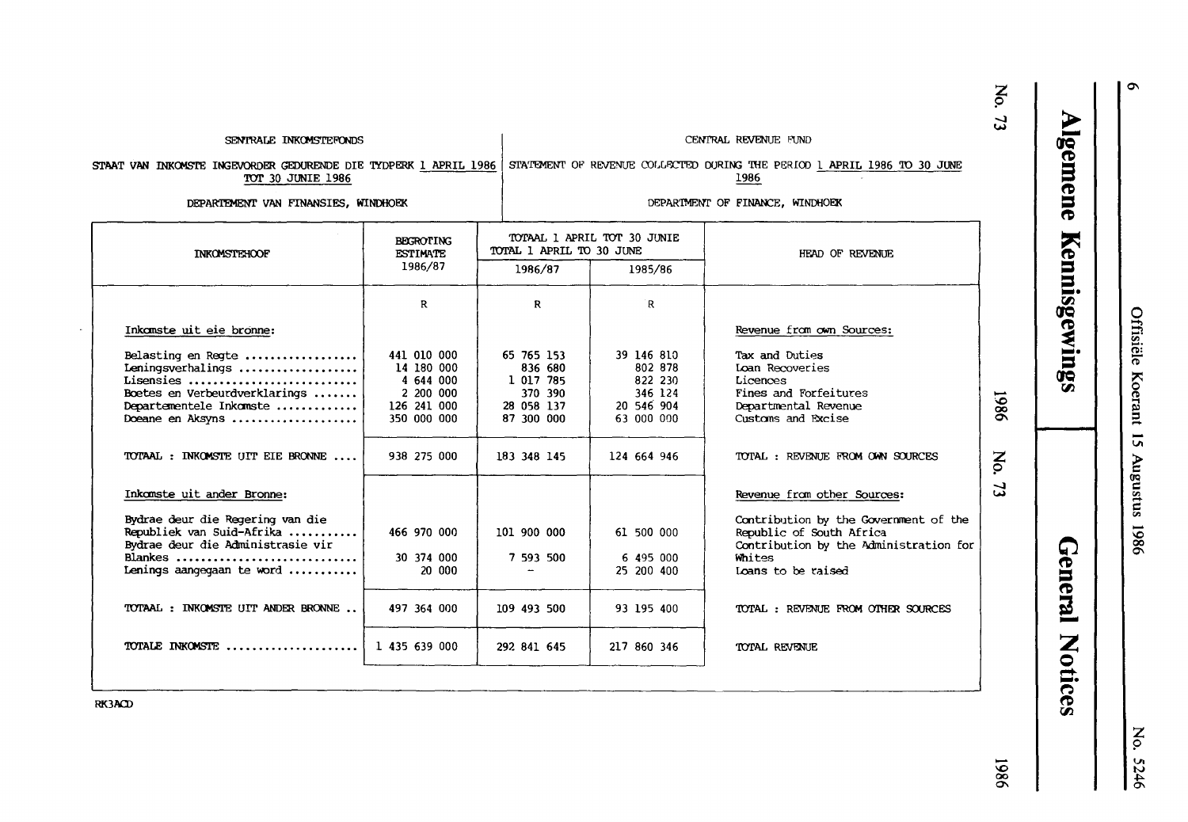# Algemene Kennisgewings

# General Notices

SENTRALE INKOMSTEFONDS

STAAT VAN INKOMSTE INGEVORDER GEDURENDE DIE TYDPERK 1 APRIL 1986 TOT 30 JUNIE 1986

DEPARTEMENT VAN FINANSIES, WINDHOEK

CENTRAL REVENUE FUND

STATEMENT OF REVENUE COLLECTED DURING THE PERIOD 1 APRIL 1986 TO 30 JUNE 1986

DEPARTMENT OF FINANCE, WINDHOEK

| INKOMSTEHOOF | BEGROTING ESTIMATE 1986/87 | TOTAAL 1 APRIL TOT 30 JUNIE TOTAL 1 APRIL TO 30 JUNE | | HEAD OF REVENUE |
|---|---|---|---|---|
| | | 1986/87 | 1985/86 | |
| | R | R | R | |
| Inkomste uit eie bronne: | | | | Revenue from own Sources: |
| Belasting en Regte | 441 010 000 | 65 765 153 | 39 146 810 | Tax and Duties |
| Leningsverhalings | 14 180 000 | 836 680 | 802 878 | Loan Recoveries |
| Lisensies | 4 644 000 | 1 017 785 | 822 230 | Licences |
| Boetes en Verbeurdverklarings | 2 200 000 | 370 390 | 346 124 | Fines and Forfeitures |
| Departementele Inkomste | 126 241 000 | 28 058 137 | 20 546 904 | Departmental Revenue |
| Doeane en Aksyns | 350 000 000 | 87 300 000 | 63 000 000 | Customs and Excise |
| TOTAAL : INKOMSTE UIT EIE BRONNE | 938 275 000 | 183 348 145 | 124 664 946 | TOTAL : REVENUE FROM OWN SOURCES |
| Inkomste uit ander Bronne: | | | | Revenue from other Sources: |
| Bydrae deur die Regering van die Republiek van Suid-Afrika | 466 970 000 | 101 900 000 | 61 500 000 | Contribution by the Government of the Republic of South Africa |
| Bydrae deur die Administrasie vir Blankes | 30 374 000 | 7 593 500 | 6 495 000 | Contribution by the Administration for Whites |
| Lenings aangegaan te word | 20 000 | – | 25 200 400 | Loans to be raised |
| TOTAAL : INKOMSTE UIT ANDER BRONNE | 497 364 000 | 109 493 500 | 93 195 400 | TOTAL : REVENUE FROM OTHER SOURCES |
| TOTALE INKOMSTE | 1 435 639 000 | 292 841 645 | 217 860 346 | TOTAL REVENUE |

RK3ACD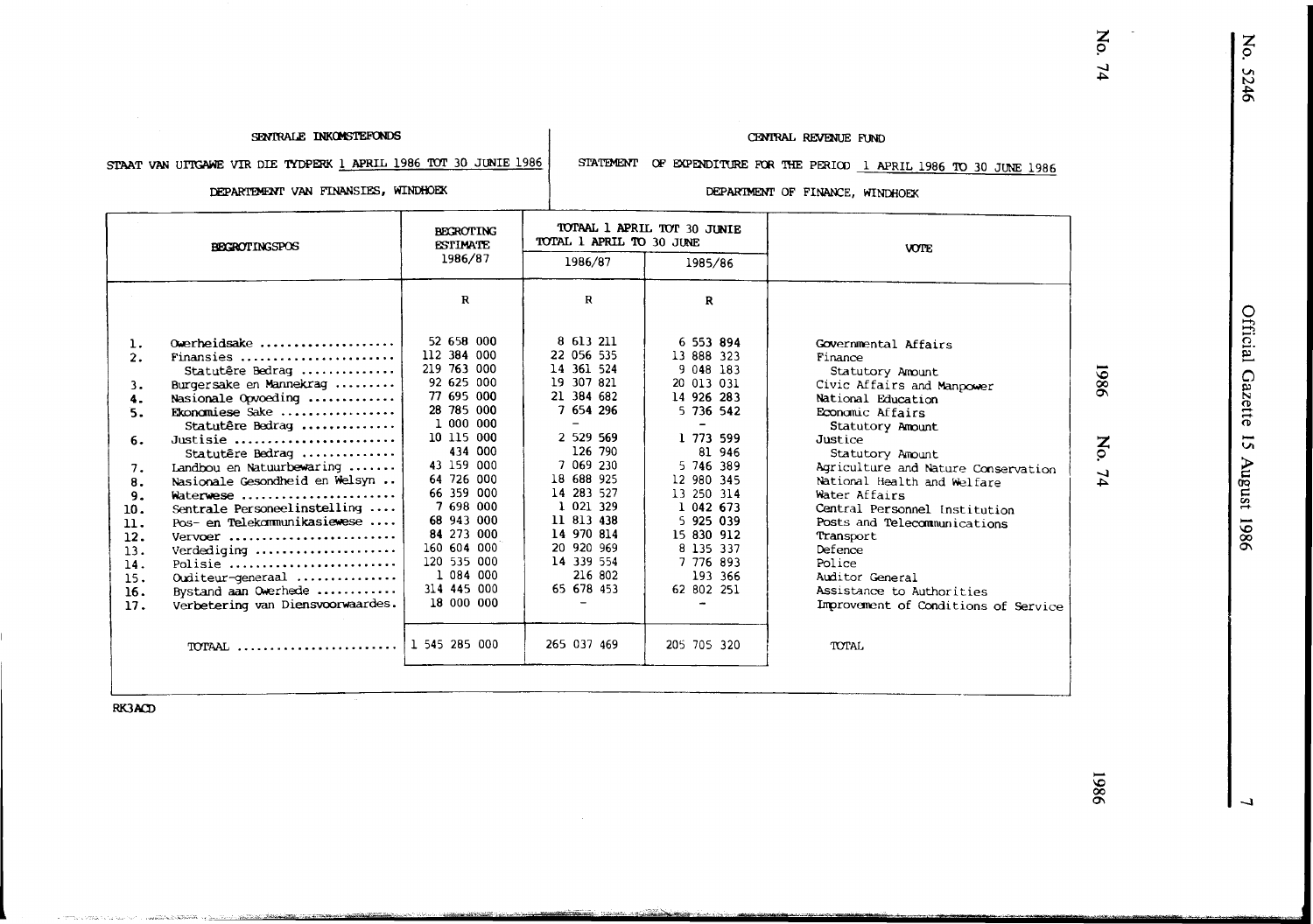SENTRALE INKOMSTEFONDS

STAAT VAN UITGAWE VIR DIE TYDPERK 1 APRIL 1986 TOT 30 JUNIE 1986

DEPARTEMENT VAN FINANSIES, WINDHOEK

CENTRAL REVENUE FUND

STATEMENT OF EXPENDITURE FOR THE PERIOD 1 APRIL 1986 TO 30 JUNE 1986

DEPARTMENT OF FINANCE, WINDHOEK

| | BEGROTINGSPOS | BEGROTING ESTIMATE 1986/87 | TOTAAL 1 APRIL TOT 30 JUNIE TOTAL 1 APRIL TO 30 JUNE 1986/87 | 1985/86 | VOTE |
|---|---|---|---|---|---|
| | | R | R | R | |
| 1. | Owerheidsake | 52 658 000 | 8 613 211 | 6 553 894 | Governmental Affairs |
| 2. | Finansies | 112 384 000 | 22 056 535 | 13 888 323 | Finance |
| | Statutêre Bedrag | 219 763 000 | 14 361 524 | 9 048 183 | Statutory Amount |
| 3. | Burgersake en Mannekrag | 92 625 000 | 19 307 821 | 20 013 031 | Civic Affairs and Manpower |
| 4. | Nasionale Opvoeding | 77 695 000 | 21 384 682 | 14 926 283 | National Education |
| 5. | Ekonomiese Sake | 28 785 000 | 7 654 296 | 5 736 542 | Economic Affairs |
| | Statutêre Bedrag | 1 000 000 | - | - | Statutory Amount |
| 6. | Justisie | 10 115 000 | 2 529 569 | 1 773 599 | Justice |
| | Statutêre Bedrag | 434 000 | 126 790 | 81 946 | Statutory Amount |
| 7. | Landbou en Natuurbewaring | 43 159 000 | 7 069 230 | 5 746 389 | Agriculture and Nature Conservation |
| 8. | Nasionale Gesondheid en Welsyn | 64 726 000 | 18 688 925 | 12 980 345 | National Health and Welfare |
| 9. | Waterwese | 66 359 000 | 14 283 527 | 13 250 314 | Water Affairs |
| 10. | Sentrale Personeelinstelling | 7 698 000 | 1 021 329 | 1 042 673 | Central Personnel Institution |
| 11. | Pos- en Telekommunikasiewese | 68 943 000 | 11 813 438 | 5 925 039 | Posts and Telecommunications |
| 12. | Vervoer | 84 273 000 | 14 970 814 | 15 830 912 | Transport |
| 13. | Verdediging | 160 604 000 | 20 920 969 | 8 135 337 | Defence |
| 14. | Polisie | 120 535 000 | 14 339 554 | 7 776 893 | Police |
| 15. | Ouditeur-generaal | 1 084 000 | 216 802 | 193 366 | Auditor General |
| 16. | Bystand aan Owerhede | 314 445 000 | 65 678 453 | 62 802 251 | Assistance to Authorities |
| 17. | Verbetering van Diensvoorwaardes | 18 000 000 | - | - | Improvement of Conditions of Service |
| | TOTAAL | 1 545 285 000 | 265 037 469 | 205 705 320 | TOTAL |

RK3ACD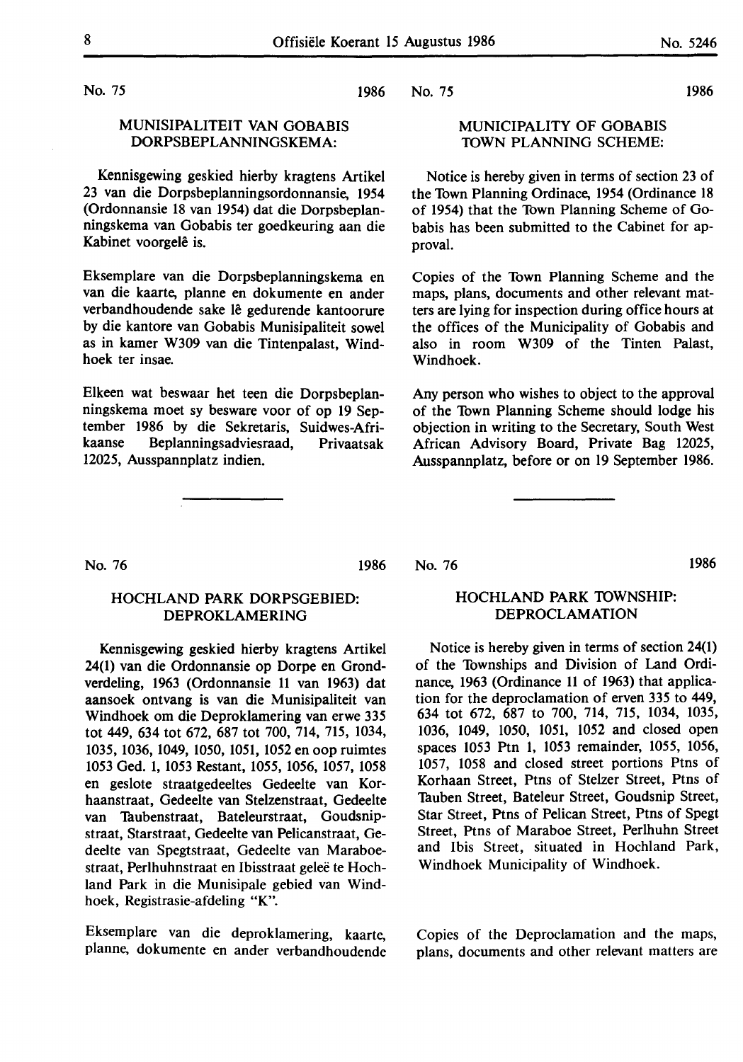No. 75 1986

## MUNISIPALITEIT VAN GOBABIS DORPSBEPLANNINGSKEMA:

Kennisgewing geskied hierby kragtens Artikel 23 van die Dorpsbeplanningsordonnansie, 1954 (Ordonnansie 18 van 1954) dat die Dorpsbeplanningskema van Gobabis ter goedkeuring aan die Kabinet voorgelê is.

Eksemplare van die Dorpsbeplanningskema en van die kaarte, planne en dokumente en ander verbandhoudende sake lê gedurende kantoorure by die kantore van Gobabis Munisipaliteit sowel as in kamer W309 van die Tintenpalast, Windhoek ter insae.

Elkeen wat beswaar het teen die Dorpsbeplanningskema moet sy besware voor of op 19 September 1986 by die Sekretaris, Suidwes-Afrikaanse Beplanningsadviesraad, Privaatsak 12025, Ausspannplatz indien.

No. 75 1986

## MUNICIPALITY OF GOBABIS TOWN PLANNING SCHEME:

Notice is hereby given in terms of section 23 of the Town Planning Ordinace, 1954 (Ordinance 18 of 1954) that the Town Planning Scheme of Gobabis has been submitted to the Cabinet for approval.

Copies of the Town Planning Scheme and the maps, plans, documents and other relevant matters are lying for inspection during office hours at the offices of the Municipality of Gobabis and also in room W309 of the Tinten Palast, Windhoek.

Any person who wishes to object to the approval of the Town Planning Scheme should lodge his objection in writing to the Secretary, South West African Advisory Board, Private Bag 12025, Ausspannplatz, before or on 19 September 1986.

---

No. 76 1986

## HOCHLAND PARK DORPSGEBIED: DEPROKLAMERING

Kennisgewing geskied hierby kragtens Artikel 24(1) van die Ordonnansie op Dorpe en Grondverdeling, 1963 (Ordonnansie 11 van 1963) dat aansoek ontvang is van die Munisipaliteit van Windhoek om die Deproklamering van erwe 335 tot 449, 634 tot 672, 687 tot 700, 714, 715, 1034, 1035, 1036, 1049, 1050, 1051, 1052 en oop ruimtes 1053 Ged. 1, 1053 Restant, 1055, 1056, 1057, 1058 en geslote straatgedeeltes Gedeelte van Korhaanstraat, Gedeelte van Stelzenstraat, Gedeelte van Taubenstraat, Bateleurstraat, Goudsnipstraat, Starstraat, Gedeelte van Pelicanstraat, Gedeelte van Spegtstraat, Gedeelte van Maraboestraat, Perlhuhnstraat en Ibisstraat geleë te Hochland Park in die Munisipale gebied van Windhoek, Registrasie-afdeling "K".

Eksemplare van die deproklamering, kaarte, planne, dokumente en ander verbandhoudende

No. 76 1986

## HOCHLAND PARK TOWNSHIP: DEPROCLAMATION

Notice is hereby given in terms of section 24(1) of the Townships and Division of Land Ordinance, 1963 (Ordinance 11 of 1963) that application for the deproclamation of erven 335 to 449, 634 tot 672, 687 to 700, 714, 715, 1034, 1035, 1036, 1049, 1050, 1051, 1052 and closed open spaces 1053 Ptn 1, 1053 remainder, 1055, 1056, 1057, 1058 and closed street portions Ptns of Korhaan Street, Ptns of Stelzer Street, Ptns of Tauben Street, Bateleur Street, Goudsnip Street, Star Street, Ptns of Pelican Street, Ptns of Spegt Street, Ptns of Maraboe Street, Perlhuhn Street and Ibis Street, situated in Hochland Park, Windhoek Municipality of Windhoek.

Copies of the Deproclamation and the maps, plans, documents and other relevant matters are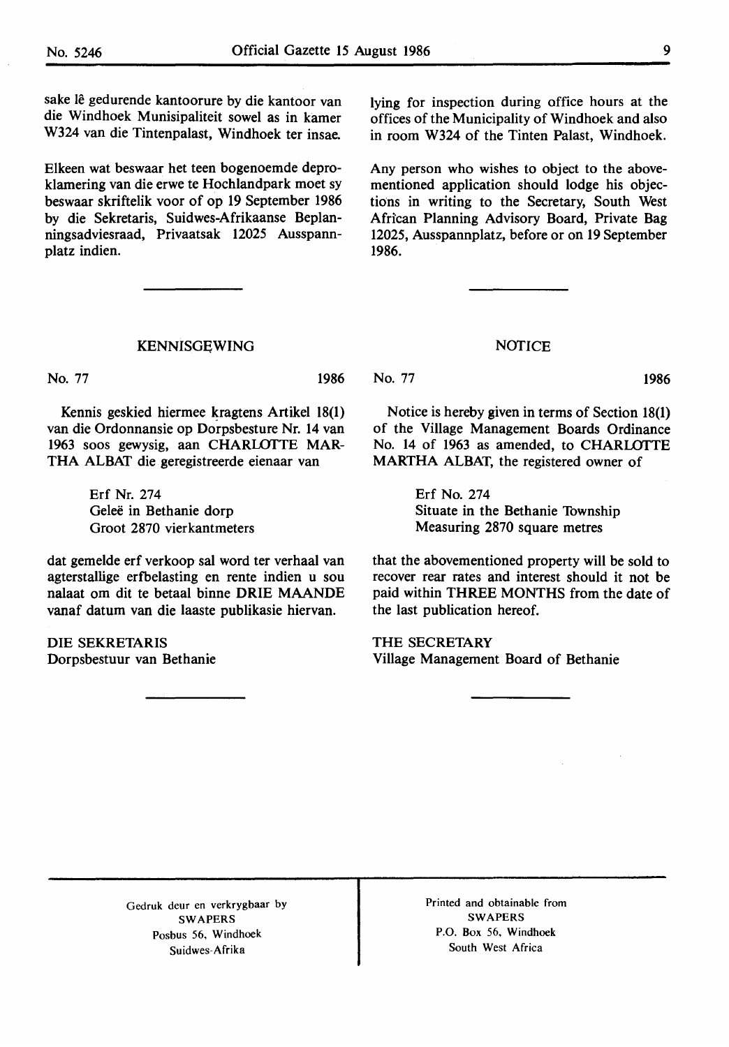sake lê gedurende kantoorure by die kantoor van die Windhoek Munisipaliteit sowel as in kamer W324 van die Tintenpalast, Windhoek ter insae.

Elkeen wat beswaar het teen bogenoemde deproklamering van die erwe te Hochlandpark moet sy beswaar skriftelik voor of op 19 September 1986 by die Sekretaris, Suidwes-Afrikaanse Beplanningsadviesraad, Privaatsak 12025 Ausspannplatz indien.

lying for inspection during office hours at the offices of the Municipality of Windhoek and also in room W324 of the Tinten Palast, Windhoek.

Any person who wishes to object to the abovementioned application should lodge his objections in writing to the Secretary, South West African Planning Advisory Board, Private Bag 12025, Ausspannplatz, before or on 19 September 1986.

---

### KENNISGEWING

No. 77 1986

Kennis geskied hiermee kragtens Artikel 18(1) van die Ordonnansie op Dorpsbesture Nr. 14 van 1963 soos gewysig, aan CHARLOTTE MARTHA ALBAT die geregistreerde eienaar van

Erf Nr. 274
Geleë in Bethanie dorp
Groot 2870 vierkantmeters

dat gemelde erf verkoop sal word ter verhaal van agterstallige erfbelasting en rente indien u sou nalaat om dit te betaal binne DRIE MAANDE vanaf datum van die laaste publikasie hiervan.

DIE SEKRETARIS
Dorpsbestuur van Bethanie

### NOTICE

No. 77 1986

Notice is hereby given in terms of Section 18(1) of the Village Management Boards Ordinance No. 14 of 1963 as amended, to CHARLOTTE MARTHA ALBAT, the registered owner of

Erf No. 274
Situate in the Bethanie Township
Measuring 2870 square metres

that the abovementioned property will be sold to recover rear rates and interest should it not be paid within THREE MONTHS from the date of the last publication hereof.

THE SECRETARY
Village Management Board of Bethanie

---

Gedruk deur en verkrygbaar by
SWAPERS
Posbus 56, Windhoek
Suidwes-Afrika

Printed and obtainable from
SWAPERS
P.O. Box 56, Windhoek
South West Africa